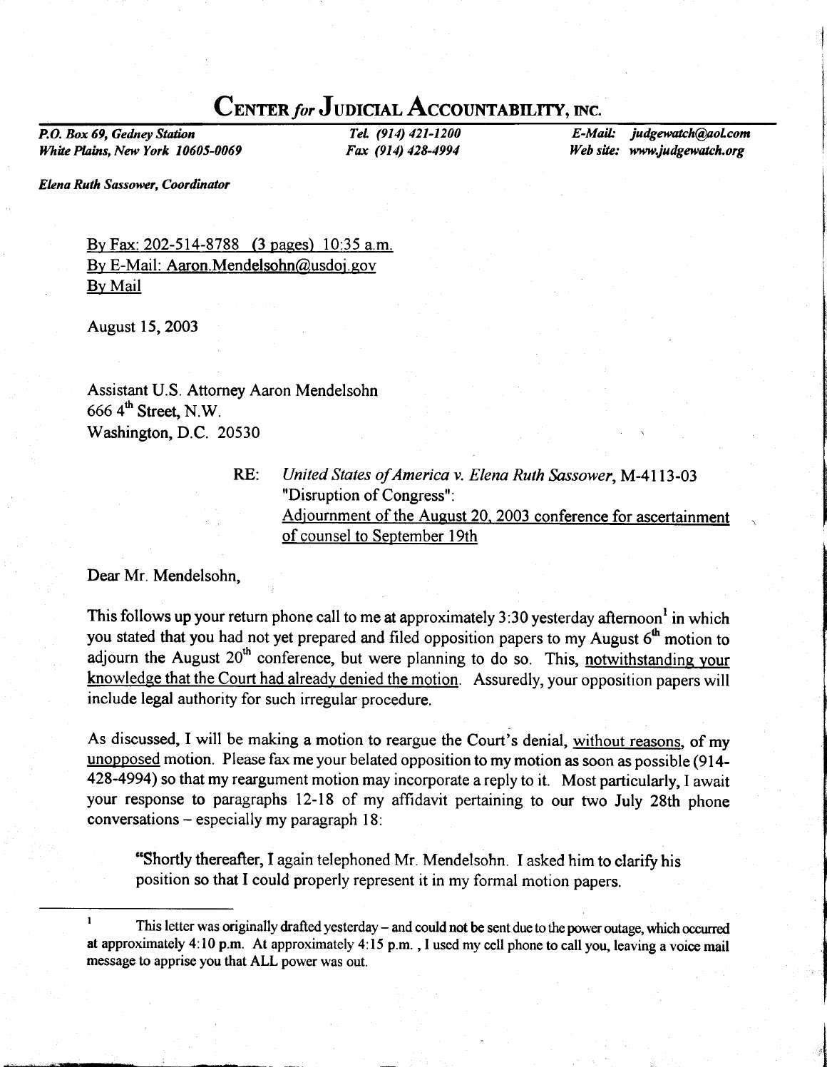# Center *for* Judicial Accountability, inc.

*P.O. Box 69, Gedney Station*
*White Plains, New York 10605-0069*

*Tel. (914) 421-1200*
*Fax (914) 428-4994*

*E-Mail: judgewatch@aol.com*
*Web site: www.judgewatch.org*

***Elena Ruth Sassower, Coordinator***

By Fax: 202-514-8788 (3 pages) 10:35 a.m.
By E-Mail: Aaron.Mendelsohn@usdoj.gov
By Mail

August 15, 2003

Assistant U.S. Attorney Aaron Mendelsohn
666 4th Street, N.W.
Washington, D.C. 20530

RE: *United States of America v. Elena Ruth Sassower*, M-4113-03
"Disruption of Congress":
Adjournment of the August 20, 2003 conference for ascertainment of counsel to September 19th

Dear Mr. Mendelsohn,

This follows up your return phone call to me at approximately 3:30 yesterday afternoon[1] in which you stated that you had not yet prepared and filed opposition papers to my August 6th motion to adjourn the August 20th conference, but were planning to do so. This, notwithstanding your knowledge that the Court had already denied the motion. Assuredly, your opposition papers will include legal authority for such irregular procedure.

As discussed, I will be making a motion to reargue the Court's denial, without reasons, of my unopposed motion. Please fax me your belated opposition to my motion as soon as possible (914-428-4994) so that my reargument motion may incorporate a reply to it. Most particularly, I await your response to paragraphs 12-18 of my affidavit pertaining to our two July 28th phone conversations – especially my paragraph 18:

> "Shortly thereafter, I again telephoned Mr. Mendelsohn. I asked him to clarify his position so that I could properly represent it in my formal motion papers.

---

[1] This letter was originally drafted yesterday – and could not be sent due to the power outage, which occurred at approximately 4:10 p.m. At approximately 4:15 p.m., I used my cell phone to call you, leaving a voice mail message to apprise you that ALL power was out.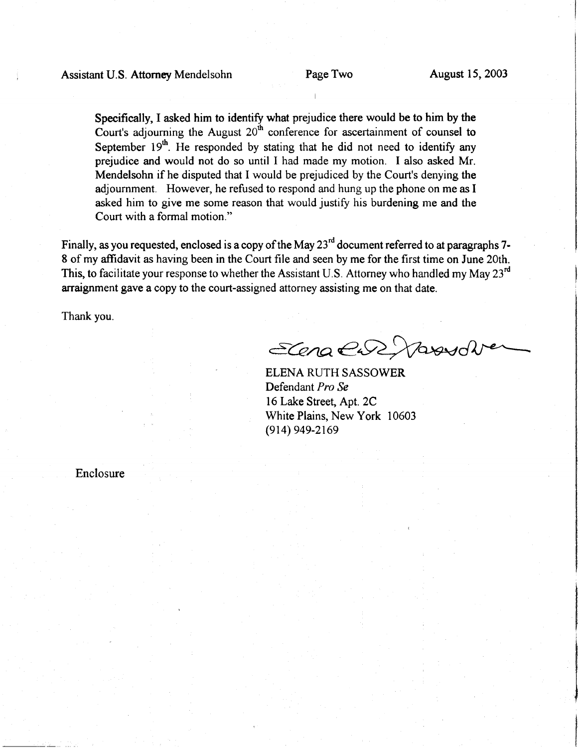Specifically, I asked him to identify what prejudice there would be to him by the Court's adjourning the August 20th conference for ascertainment of counsel to September 19th. He responded by stating that he did not need to identify any prejudice and would not do so until I had made my motion. I also asked Mr. Mendelsohn if he disputed that I would be prejudiced by the Court's denying the adjournment. However, he refused to respond and hung up the phone on me as I asked him to give me some reason that would justify his burdening me and the Court with a formal motion."

Finally, as you requested, enclosed is a copy of the May 23rd document referred to at paragraphs 7-8 of my affidavit as having been in the Court file and seen by me for the first time on June 20th. This, to facilitate your response to whether the Assistant U.S. Attorney who handled my May 23rd arraignment gave a copy to the court-assigned attorney assisting me on that date.

Thank you.

ELENA RUTH SASSOWER
Defendant *Pro Se*
16 Lake Street, Apt. 2C
White Plains, New York 10603
(914) 949-2169

Enclosure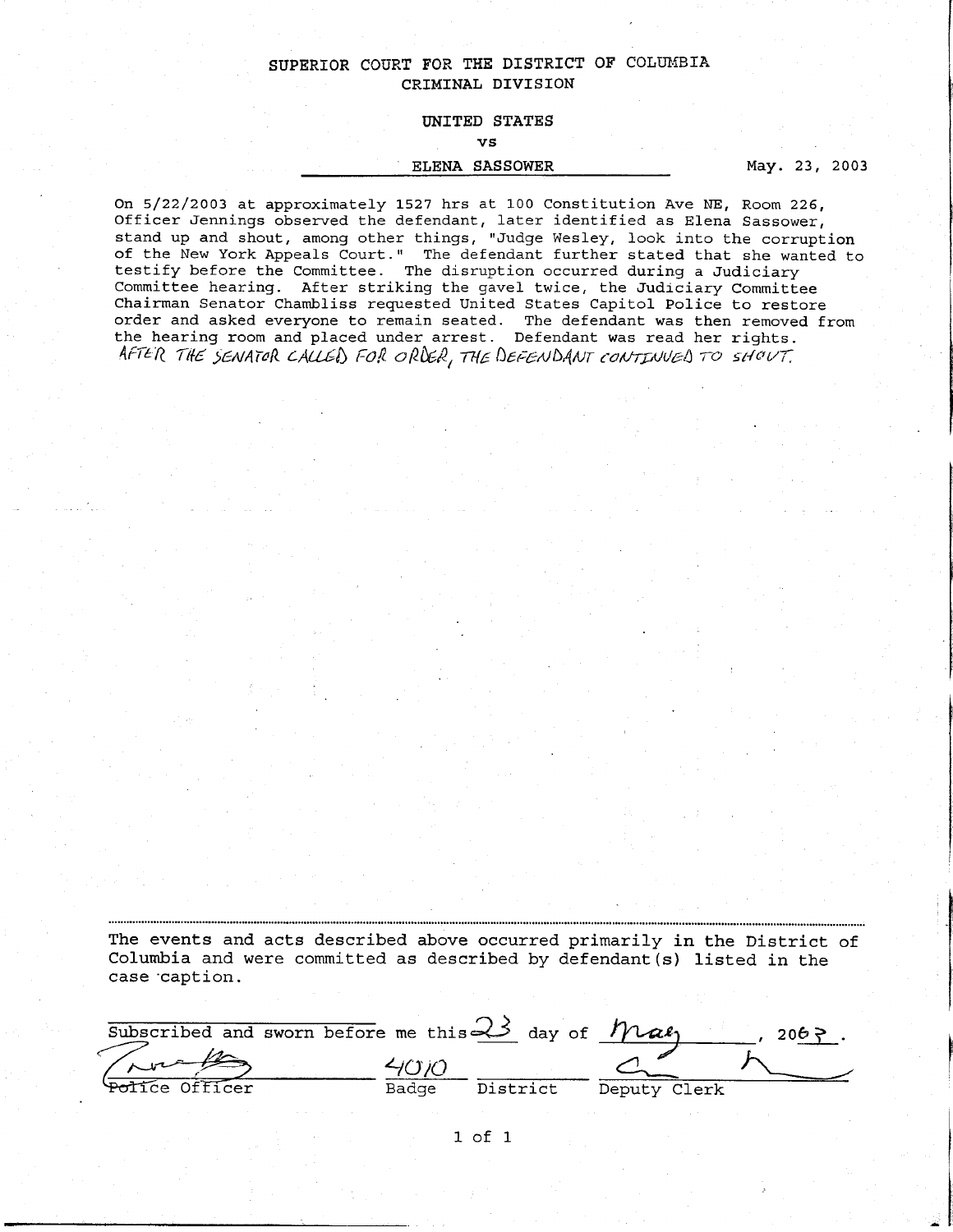SUPERIOR COURT FOR THE DISTRICT OF COLUMBIA
CRIMINAL DIVISION

UNITED STATES

vs

ELENA SASSOWER

May. 23, 2003

On 5/22/2003 at approximately 1527 hrs at 100 Constitution Ave NE, Room 226, Officer Jennings observed the defendant, later identified as Elena Sassower, stand up and shout, among other things, "Judge Wesley, look into the corruption of the New York Appeals Court." The defendant further stated that she wanted to testify before the Committee. The disruption occurred during a Judiciary Committee hearing. After striking the gavel twice, the Judiciary Committee Chairman Senator Chambliss requested United States Capitol Police to restore order and asked everyone to remain seated. The defendant was then removed from the hearing room and placed under arrest. Defendant was read her rights.
AFTER THE SENATOR CALLED FOR ORDER, THE DEFENDANT CONTINUED TO SHOUT.

---

The events and acts described above occurred primarily in the District of Columbia and were committed as described by defendant(s) listed in the case caption.

Subscribed and sworn before me this 23 day of May, 2003.

| Police Officer | 4010 Badge | District | Deputy Clerk |
|---|---|---|---|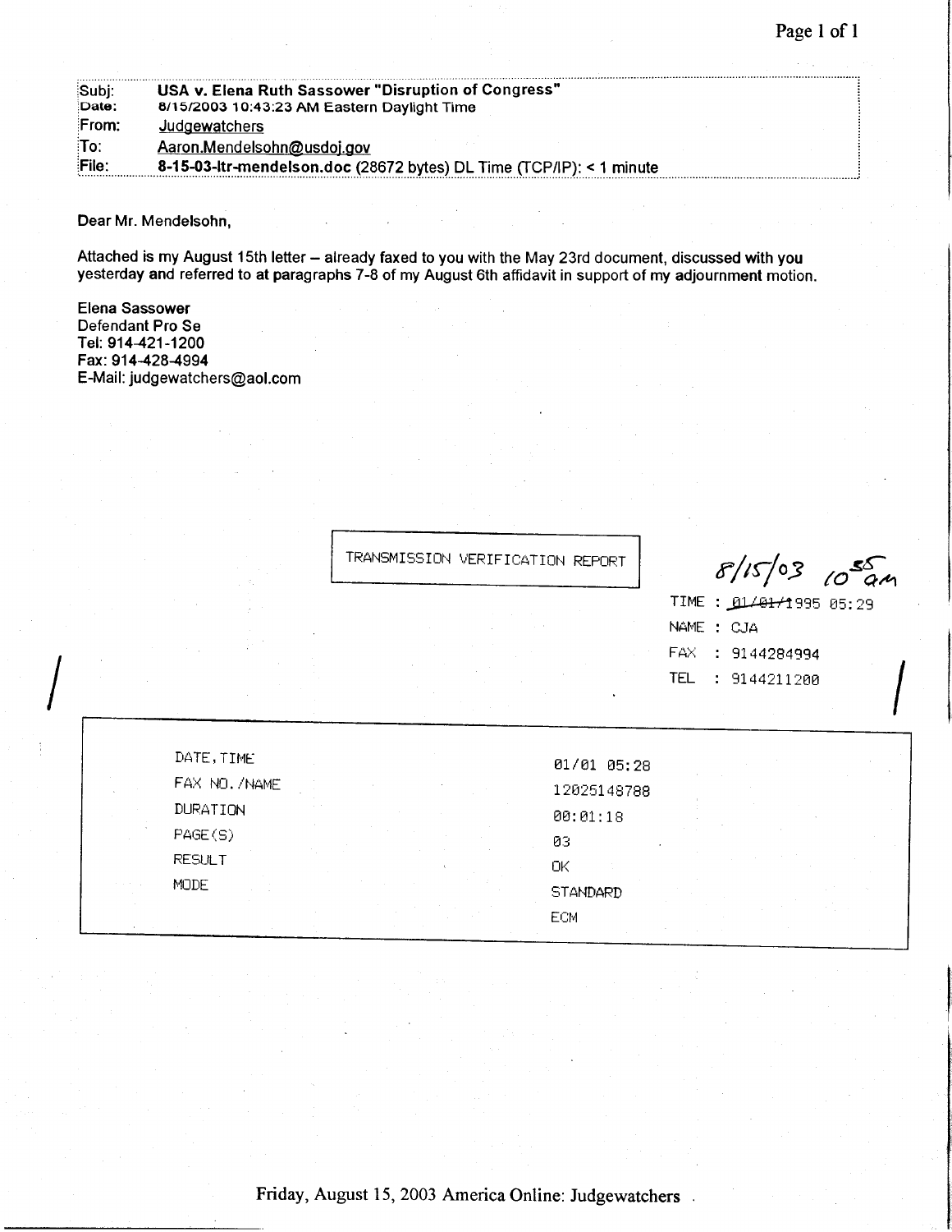| | |
|---|---|
| Subj: | USA v. Elena Ruth Sassower "Disruption of Congress" |
| Date: | 8/15/2003 10:43:23 AM Eastern Daylight Time |
| From: | Judgewatchers |
| To: | Aaron.Mendelsohn@usdoj.gov |
| File: | **8-15-03-ltr-mendelson.doc** (28672 bytes) DL Time (TCP/IP): < 1 minute |

Dear Mr. Mendelsohn,

Attached is my August 15th letter – already faxed to you with the May 23rd document, discussed with you yesterday and referred to at paragraphs 7-8 of my August 6th affidavit in support of my adjournment motion.

Elena Sassower
Defendant Pro Se
Tel: 914-421-1200
Fax: 914-428-4994
E-Mail: judgewatchers@aol.com

TRANSMISSION VERIFICATION REPORT

8/15/03 10:55 am

TIME : ~~01/01/1~~995 05:29
NAME : CJA
FAX : 9144284994
TEL : 9144211200

| | |
|---|---|
| DATE,TIME | 01/01 05:28 |
| FAX NO./NAME | 12025148788 |
| DURATION | 00:01:18 |
| PAGE(S) | 03 |
| RESULT | OK |
| MODE | STANDARD ECM |

Friday, August 15, 2003 America Online: Judgewatchers